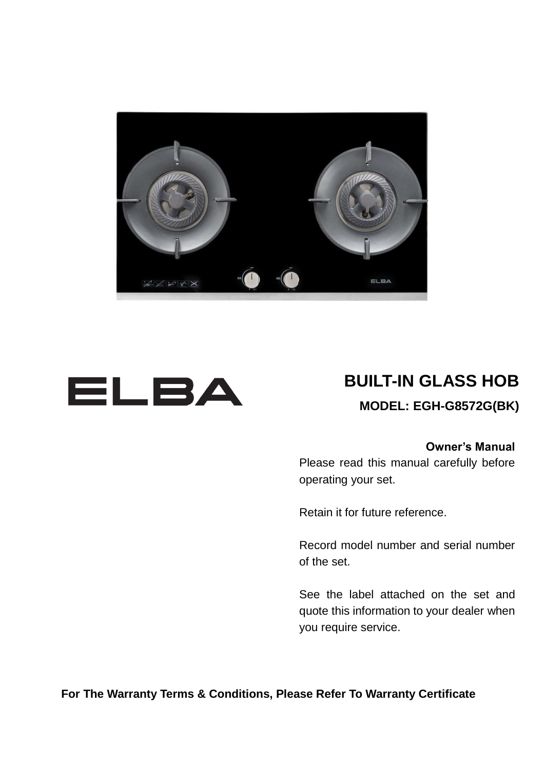ELBA

# BUILT-IN GLASS HOB

## MODEL: EGH-G8572G(BK)

**Owner's Manual**

Please read this manual carefully before operating your set.

Retain it for future reference.

Record model number and serial number of the set.

See the label attached on the set and quote this information to your dealer when you require service.

**For The Warranty Terms & Conditions, Please Refer To Warranty Certificate**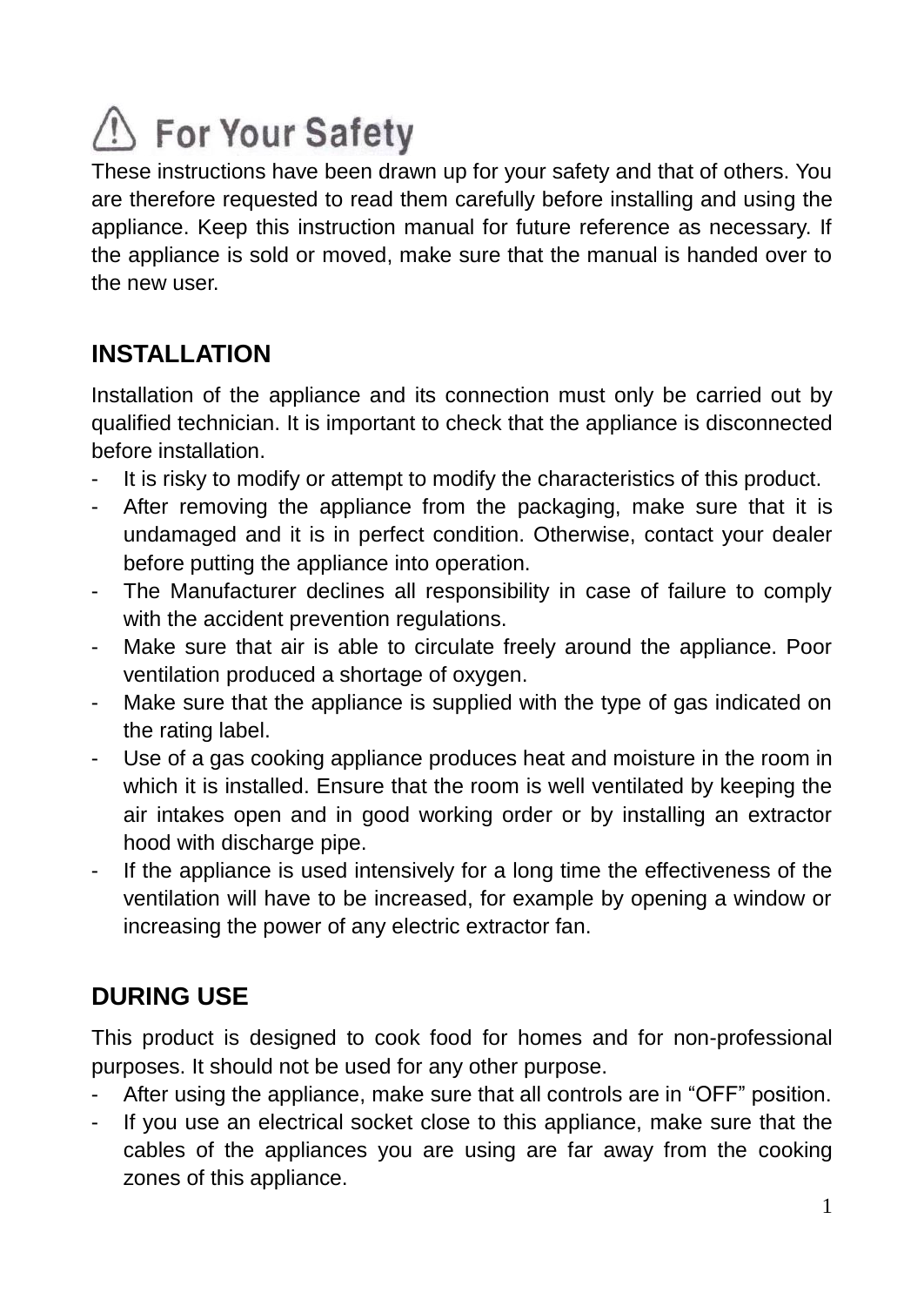# ⚠ For Your Safety

These instructions have been drawn up for your safety and that of others. You are therefore requested to read them carefully before installing and using the appliance. Keep this instruction manual for future reference as necessary. If the appliance is sold or moved, make sure that the manual is handed over to the new user.

## INSTALLATION

Installation of the appliance and its connection must only be carried out by qualified technician. It is important to check that the appliance is disconnected before installation.

- It is risky to modify or attempt to modify the characteristics of this product.
- After removing the appliance from the packaging, make sure that it is undamaged and it is in perfect condition. Otherwise, contact your dealer before putting the appliance into operation.
- The Manufacturer declines all responsibility in case of failure to comply with the accident prevention regulations.
- Make sure that air is able to circulate freely around the appliance. Poor ventilation produced a shortage of oxygen.
- Make sure that the appliance is supplied with the type of gas indicated on the rating label.
- Use of a gas cooking appliance produces heat and moisture in the room in which it is installed. Ensure that the room is well ventilated by keeping the air intakes open and in good working order or by installing an extractor hood with discharge pipe.
- If the appliance is used intensively for a long time the effectiveness of the ventilation will have to be increased, for example by opening a window or increasing the power of any electric extractor fan.

## DURING USE

This product is designed to cook food for homes and for non-professional purposes. It should not be used for any other purpose.

- After using the appliance, make sure that all controls are in “OFF” position.
- If you use an electrical socket close to this appliance, make sure that the cables of the appliances you are using are far away from the cooking zones of this appliance.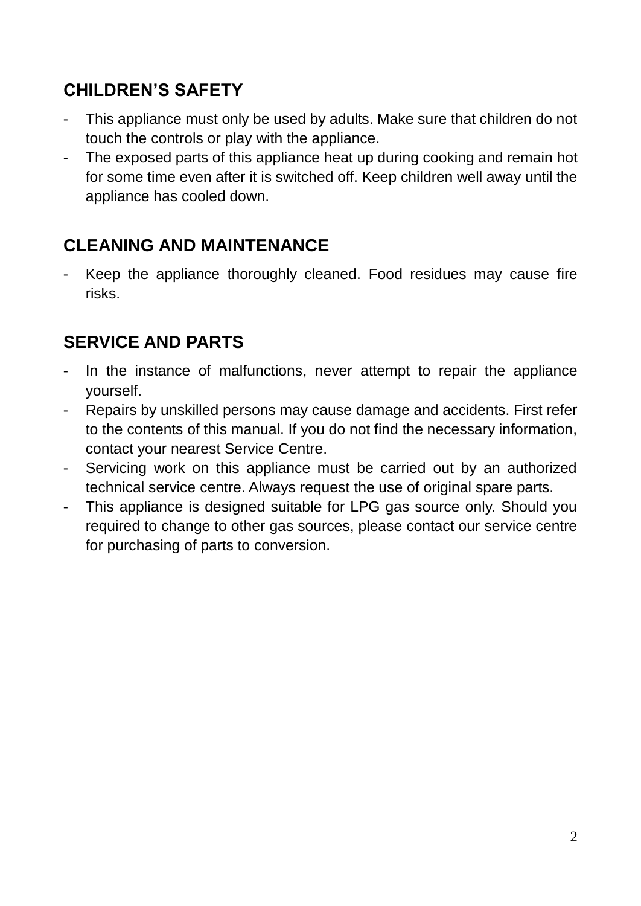## CHILDREN'S SAFETY

- This appliance must only be used by adults. Make sure that children do not touch the controls or play with the appliance.
- The exposed parts of this appliance heat up during cooking and remain hot for some time even after it is switched off. Keep children well away until the appliance has cooled down.

## CLEANING AND MAINTENANCE

- Keep the appliance thoroughly cleaned. Food residues may cause fire risks.

## SERVICE AND PARTS

- In the instance of malfunctions, never attempt to repair the appliance yourself.
- Repairs by unskilled persons may cause damage and accidents. First refer to the contents of this manual. If you do not find the necessary information, contact your nearest Service Centre.
- Servicing work on this appliance must be carried out by an authorized technical service centre. Always request the use of original spare parts.
- This appliance is designed suitable for LPG gas source only. Should you required to change to other gas sources, please contact our service centre for purchasing of parts to conversion.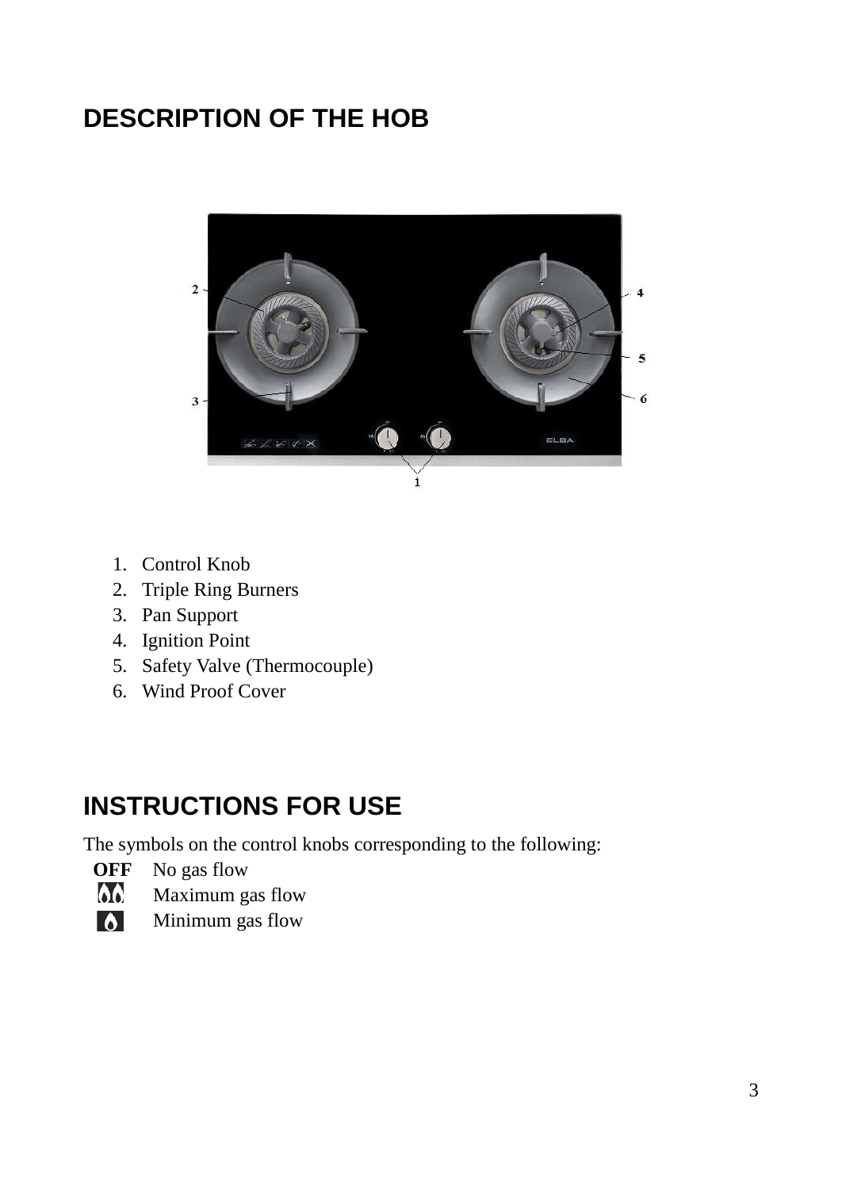## DESCRIPTION OF THE HOB

1. Control Knob
2. Triple Ring Burners
3. Pan Support
4. Ignition Point
5. Safety Valve (Thermocouple)
6. Wind Proof Cover

## INSTRUCTIONS FOR USE

The symbols on the control knobs corresponding to the following:

**OFF** No gas flow

Maximum gas flow

Minimum gas flow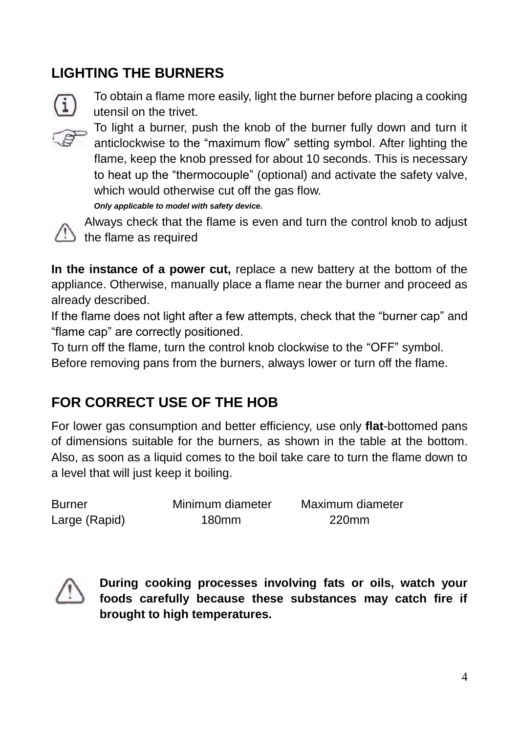## LIGHTING THE BURNERS

To obtain a flame more easily, light the burner before placing a cooking utensil on the trivet.

To light a burner, push the knob of the burner fully down and turn it anticlockwise to the “maximum flow” setting symbol. After lighting the flame, keep the knob pressed for about 10 seconds. This is necessary to heat up the “thermocouple” (optional) and activate the safety valve, which would otherwise cut off the gas flow.

***Only applicable to model with safety device.***

Always check that the flame is even and turn the control knob to adjust the flame as required

**In the instance of a power cut,** replace a new battery at the bottom of the appliance. Otherwise, manually place a flame near the burner and proceed as already described.

If the flame does not light after a few attempts, check that the “burner cap” and “flame cap” are correctly positioned.

To turn off the flame, turn the control knob clockwise to the “OFF” symbol.

Before removing pans from the burners, always lower or turn off the flame.

## FOR CORRECT USE OF THE HOB

For lower gas consumption and better efficiency, use only **flat**-bottomed pans of dimensions suitable for the burners, as shown in the table at the bottom. Also, as soon as a liquid comes to the boil take care to turn the flame down to a level that will just keep it boiling.

| Burner | Minimum diameter | Maximum diameter |
|---|---|---|
| Large (Rapid) | 180mm | 220mm |

**During cooking processes involving fats or oils, watch your foods carefully because these substances may catch fire if brought to high temperatures.**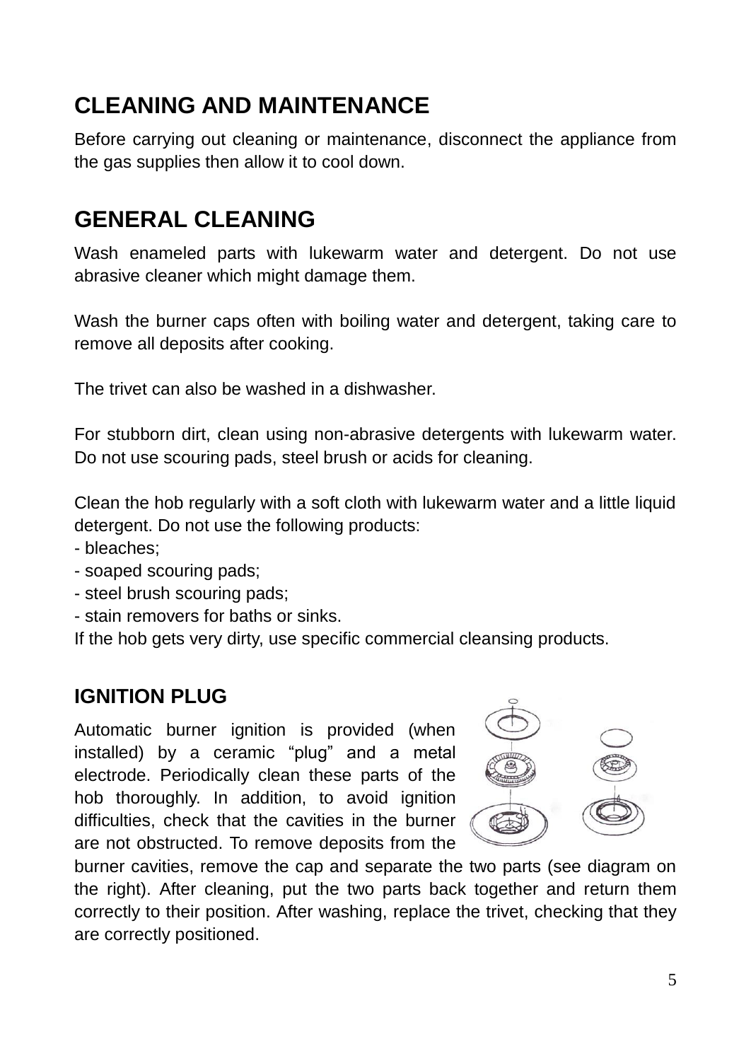# CLEANING AND MAINTENANCE

Before carrying out cleaning or maintenance, disconnect the appliance from the gas supplies then allow it to cool down.

# GENERAL CLEANING

Wash enameled parts with lukewarm water and detergent. Do not use abrasive cleaner which might damage them.

Wash the burner caps often with boiling water and detergent, taking care to remove all deposits after cooking.

The trivet can also be washed in a dishwasher.

For stubborn dirt, clean using non-abrasive detergents with lukewarm water. Do not use scouring pads, steel brush or acids for cleaning.

Clean the hob regularly with a soft cloth with lukewarm water and a little liquid detergent. Do not use the following products:
- bleaches;
- soaped scouring pads;
- steel brush scouring pads;
- stain removers for baths or sinks.

If the hob gets very dirty, use specific commercial cleansing products.

## IGNITION PLUG

Automatic burner ignition is provided (when installed) by a ceramic “plug” and a metal electrode. Periodically clean these parts of the hob thoroughly. In addition, to avoid ignition difficulties, check that the cavities in the burner are not obstructed. To remove deposits from the burner cavities, remove the cap and separate the two parts (see diagram on the right). After cleaning, put the two parts back together and return them correctly to their position. After washing, replace the trivet, checking that they are correctly positioned.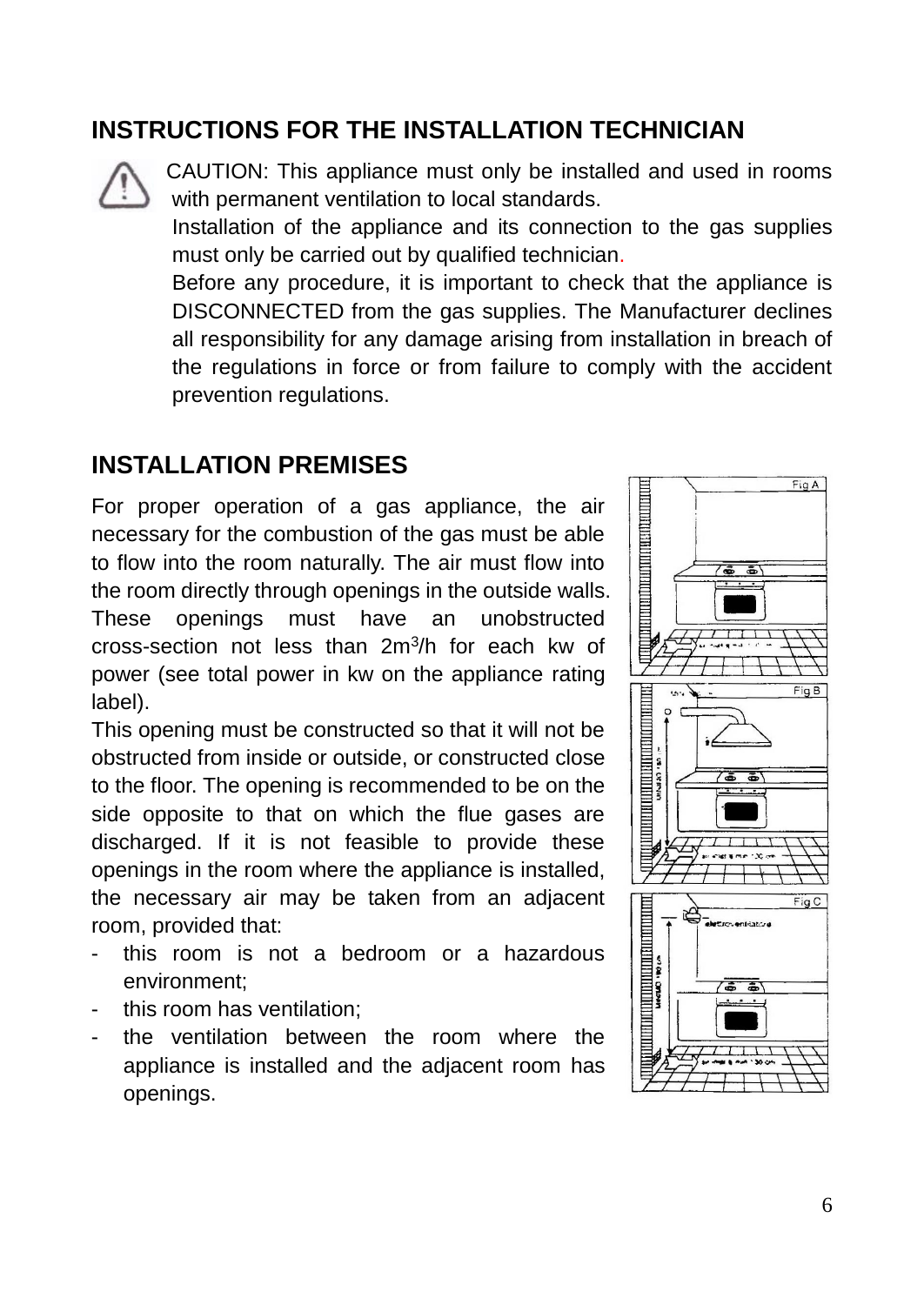## INSTRUCTIONS FOR THE INSTALLATION TECHNICIAN

CAUTION: This appliance must only be installed and used in rooms with permanent ventilation to local standards.

Installation of the appliance and its connection to the gas supplies must only be carried out by qualified technician.

Before any procedure, it is important to check that the appliance is DISCONNECTED from the gas supplies. The Manufacturer declines all responsibility for any damage arising from installation in breach of the regulations in force or from failure to comply with the accident prevention regulations.

## INSTALLATION PREMISES

For proper operation of a gas appliance, the air necessary for the combustion of the gas must be able to flow into the room naturally. The air must flow into the room directly through openings in the outside walls. These openings must have an unobstructed cross-section not less than $2m^3/h$ for each kw of power (see total power in kw on the appliance rating label).

This opening must be constructed so that it will not be obstructed from inside or outside, or constructed close to the floor. The opening is recommended to be on the side opposite to that on which the flue gases are discharged. If it is not feasible to provide these openings in the room where the appliance is installed, the necessary air may be taken from an adjacent room, provided that:

- this room is not a bedroom or a hazardous environment;
- this room has ventilation;
- the ventilation between the room where the appliance is installed and the adjacent room has openings.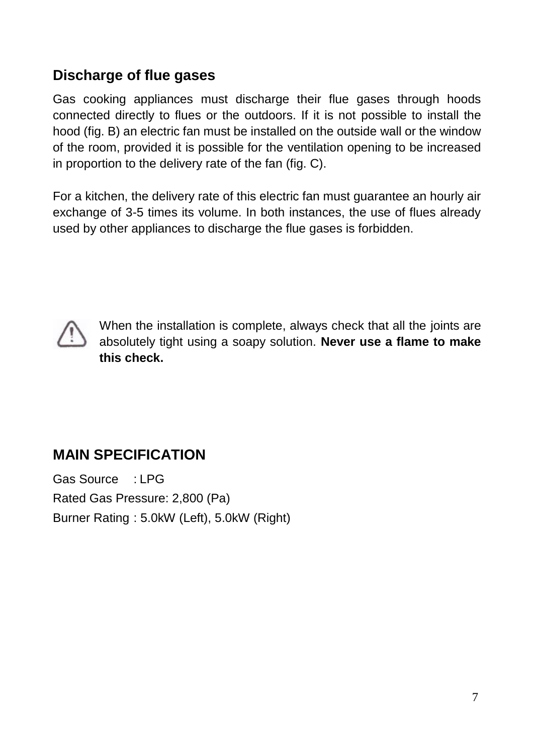## Discharge of flue gases

Gas cooking appliances must discharge their flue gases through hoods connected directly to flues or the outdoors. If it is not possible to install the hood (fig. B) an electric fan must be installed on the outside wall or the window of the room, provided it is possible for the ventilation opening to be increased in proportion to the delivery rate of the fan (fig. C).

For a kitchen, the delivery rate of this electric fan must guarantee an hourly air exchange of 3-5 times its volume. In both instances, the use of flues already used by other appliances to discharge the flue gases is forbidden.

When the installation is complete, always check that all the joints are absolutely tight using a soapy solution. **Never use a flame to make this check.**

## MAIN SPECIFICATION

Gas Source : LPG

Rated Gas Pressure: 2,800 (Pa)

Burner Rating : 5.0kW (Left), 5.0kW (Right)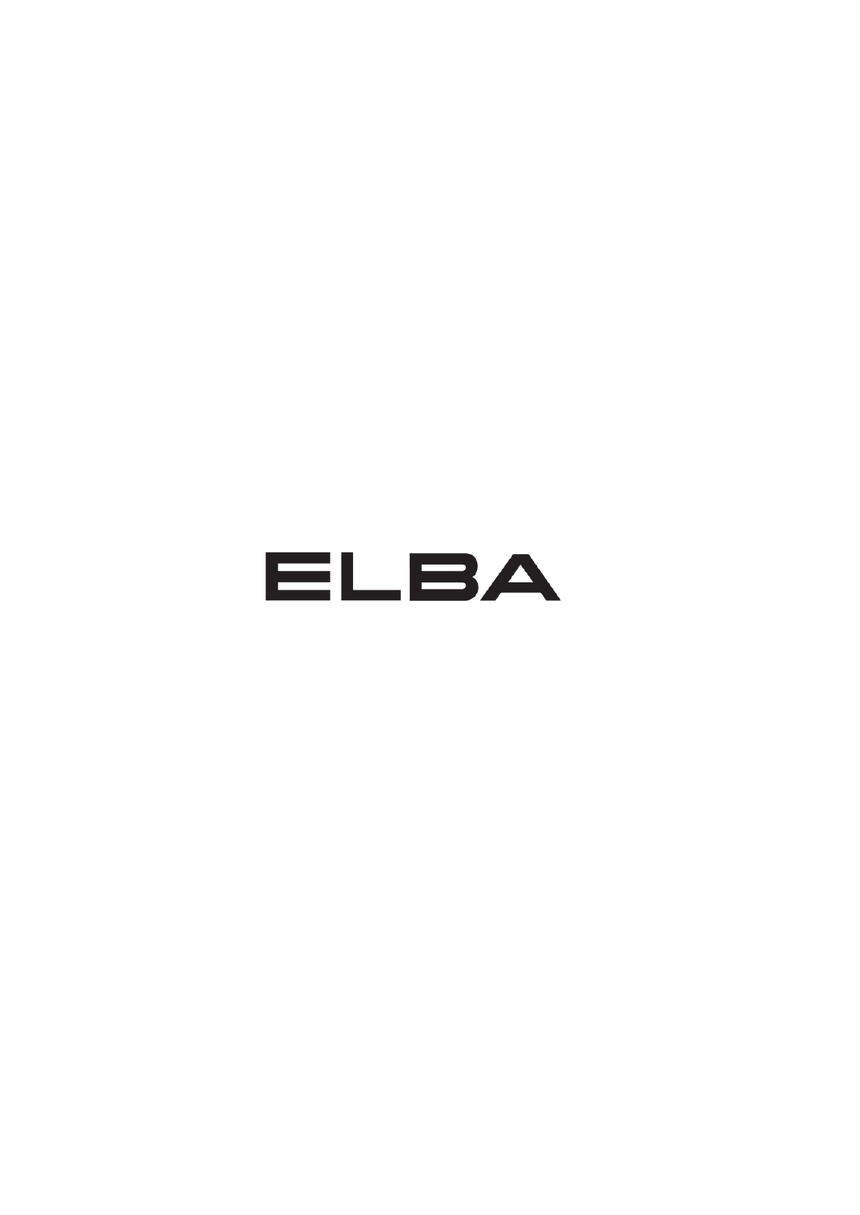ELBA